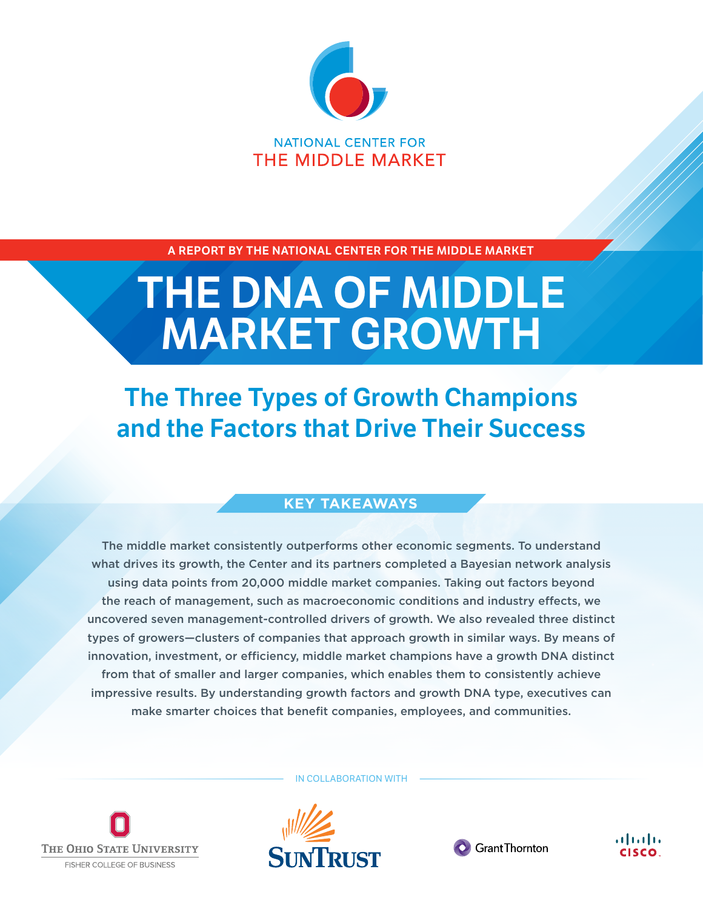NATIONAL CENTER FOR
THE MIDDLE MARKET

A REPORT BY THE NATIONAL CENTER FOR THE MIDDLE MARKET

# THE DNA OF MIDDLE MARKET GROWTH

## The Three Types of Growth Champions and the Factors that Drive Their Success

### KEY TAKEAWAYS

The middle market consistently outperforms other economic segments. To understand what drives its growth, the Center and its partners completed a Bayesian network analysis using data points from 20,000 middle market companies. Taking out factors beyond the reach of management, such as macroeconomic conditions and industry effects, we uncovered seven management-controlled drivers of growth. We also revealed three distinct types of growers—clusters of companies that approach growth in similar ways. By means of innovation, investment, or efficiency, middle market champions have a growth DNA distinct from that of smaller and larger companies, which enables them to consistently achieve impressive results. By understanding growth factors and growth DNA type, executives can make smarter choices that benefit companies, employees, and communities.

IN COLLABORATION WITH

The Ohio State University Fisher College of Business

SunTrust

Grant Thornton

Cisco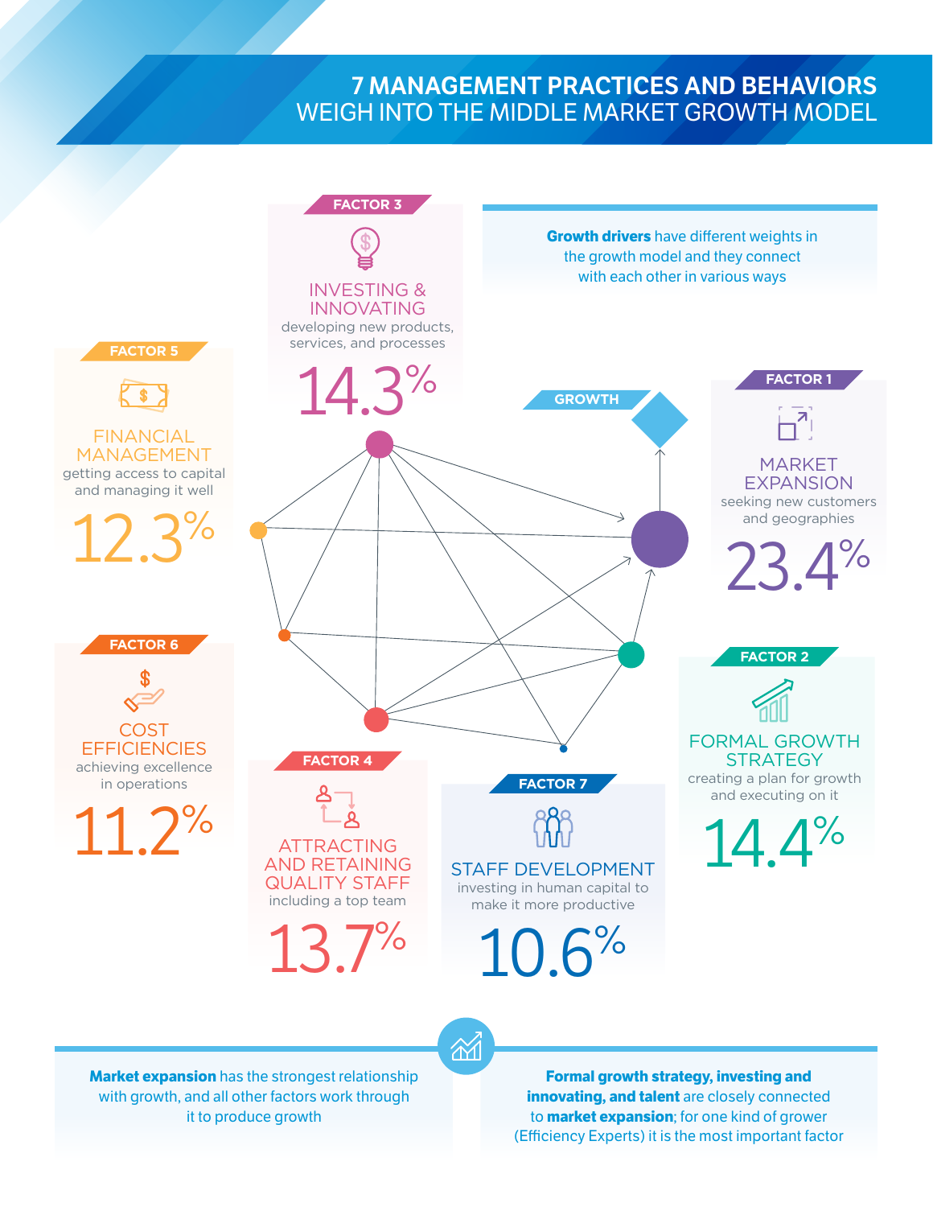# 7 MANAGEMENT PRACTICES AND BEHAVIORS WEIGH INTO THE MIDDLE MARKET GROWTH MODEL

**Growth drivers** have different weights in the growth model and they connect with each other in various ways

## FACTOR 1

### MARKET EXPANSION

seeking new customers and geographies

23.4%

## FACTOR 2

### FORMAL GROWTH STRATEGY

creating a plan for growth and executing on it

14.4%

## FACTOR 3

### INVESTING & INNOVATING

developing new products, services, and processes

14.3%

## FACTOR 4

### ATTRACTING AND RETAINING QUALITY STAFF

including a top team

13.7%

## FACTOR 5

### FINANCIAL MANAGEMENT

getting access to capital and managing it well

12.3%

## FACTOR 6

### COST EFFICIENCIES

achieving excellence in operations

11.2%

## FACTOR 7

### STAFF DEVELOPMENT

investing in human capital to make it more productive

10.6%

GROWTH

**Market expansion** has the strongest relationship with growth, and all other factors work through it to produce growth

**Formal growth strategy, investing and innovating, and talent** are closely connected to **market expansion**; for one kind of grower (Efficiency Experts) it is the most important factor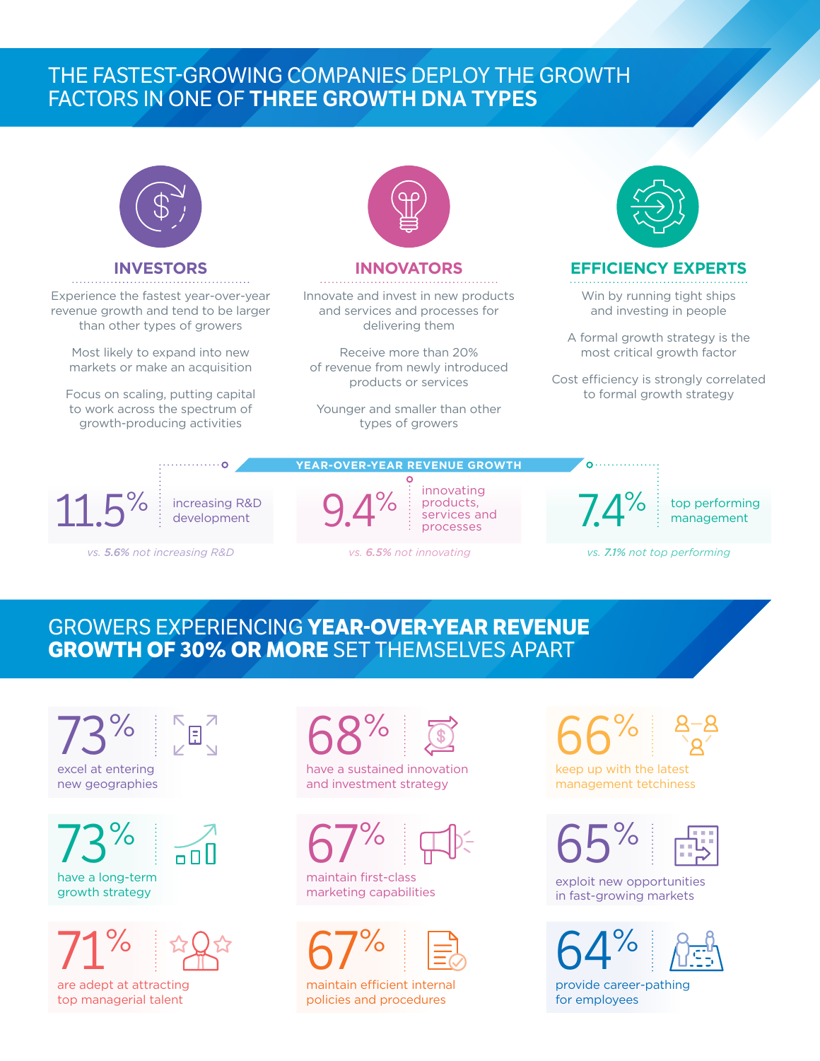# THE FASTEST-GROWING COMPANIES DEPLOY THE GROWTH FACTORS IN ONE OF **THREE GROWTH DNA TYPES**

## INVESTORS

Experience the fastest year-over-year revenue growth and tend to be larger than other types of growers

Most likely to expand into new markets or make an acquisition

Focus on scaling, putting capital to work across the spectrum of growth-producing activities

## INNOVATORS

Innovate and invest in new products and services and processes for delivering them

Receive more than 20% of revenue from newly introduced products or services

Younger and smaller than other types of growers

## EFFICIENCY EXPERTS

Win by running tight ships and investing in people

A formal growth strategy is the most critical growth factor

Cost efficiency is strongly correlated to formal growth strategy

### YEAR-OVER-YEAR REVENUE GROWTH

**11.5%** increasing R&D development

*vs. **5.6%** not increasing R&D*

**9.4%** innovating products, services and processes

*vs. **6.5%** not innovating*

**7.4%** top performing management

*vs. **7.1%** not top performing*

# GROWERS EXPERIENCING **YEAR-OVER-YEAR REVENUE GROWTH OF 30% OR MORE** SET THEMSELVES APART

**73%** excel at entering new geographies

**73%** have a long-term growth strategy

**71%** are adept at attracting top managerial talent

**68%** have a sustained innovation and investment strategy

**67%** maintain first-class marketing capabilities

**67%** maintain efficient internal policies and procedures

**66%** keep up with the latest management tetchiness

**65%** exploit new opportunities in fast-growing markets

**64%** provide career-pathing for employees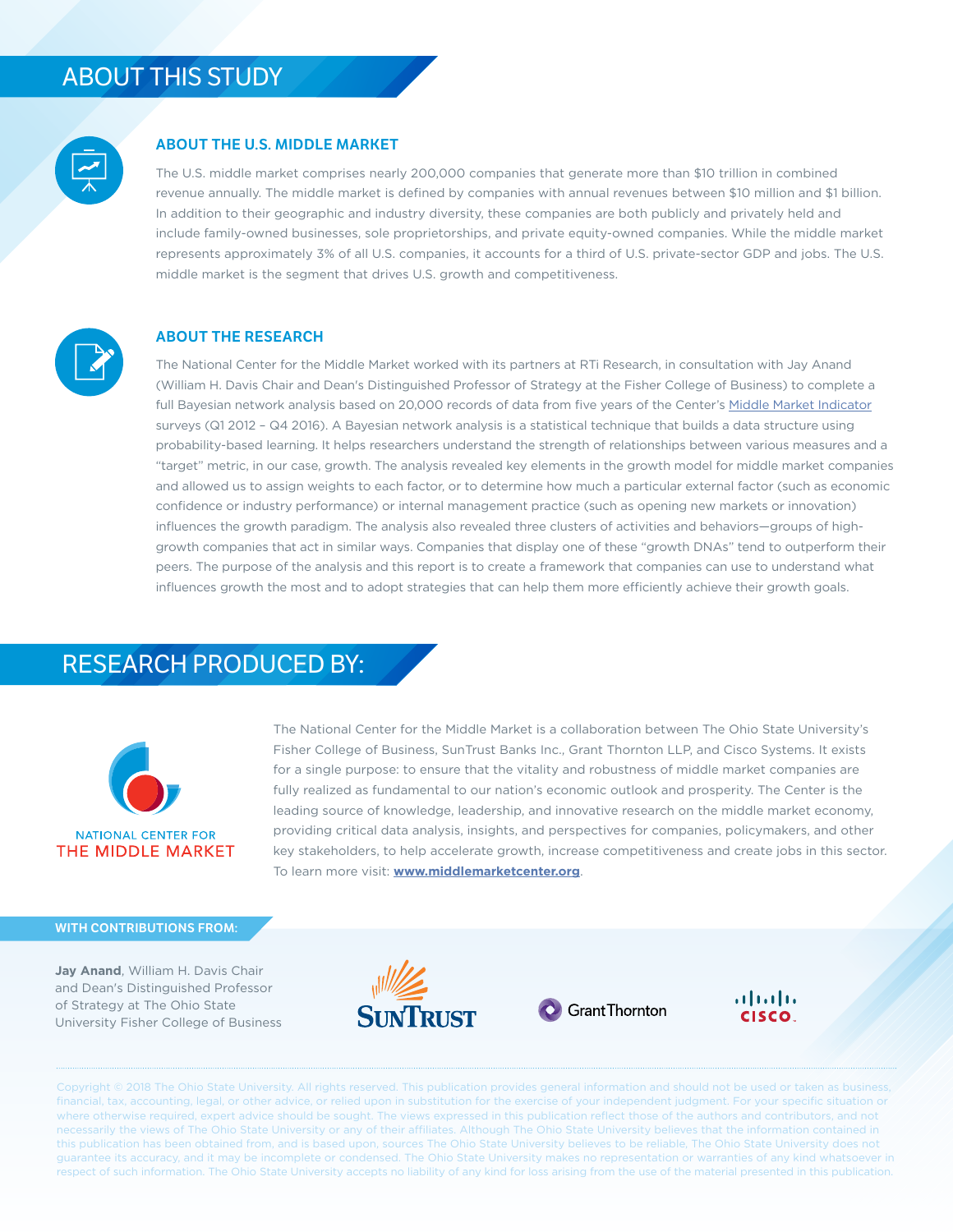# ABOUT THIS STUDY

## ABOUT THE U.S. MIDDLE MARKET

The U.S. middle market comprises nearly 200,000 companies that generate more than $10 trillion in combined revenue annually. The middle market is defined by companies with annual revenues between $10 million and $1 billion. In addition to their geographic and industry diversity, these companies are both publicly and privately held and include family-owned businesses, sole proprietorships, and private equity-owned companies. While the middle market represents approximately 3% of all U.S. companies, it accounts for a third of U.S. private-sector GDP and jobs. The U.S. middle market is the segment that drives U.S. growth and competitiveness.

## ABOUT THE RESEARCH

The National Center for the Middle Market worked with its partners at RTi Research, in consultation with Jay Anand (William H. Davis Chair and Dean's Distinguished Professor of Strategy at the Fisher College of Business) to complete a full Bayesian network analysis based on 20,000 records of data from five years of the Center's Middle Market Indicator surveys (Q1 2012 – Q4 2016). A Bayesian network analysis is a statistical technique that builds a data structure using probability-based learning. It helps researchers understand the strength of relationships between various measures and a "target" metric, in our case, growth. The analysis revealed key elements in the growth model for middle market companies and allowed us to assign weights to each factor, or to determine how much a particular external factor (such as economic confidence or industry performance) or internal management practice (such as opening new markets or innovation) influences the growth paradigm. The analysis also revealed three clusters of activities and behaviors—groups of high-growth companies that act in similar ways. Companies that display one of these "growth DNAs" tend to outperform their peers. The purpose of the analysis and this report is to create a framework that companies can use to understand what influences growth the most and to adopt strategies that can help them more efficiently achieve their growth goals.

# RESEARCH PRODUCED BY:

NATIONAL CENTER FOR THE MIDDLE MARKET

The National Center for the Middle Market is a collaboration between The Ohio State University's Fisher College of Business, SunTrust Banks Inc., Grant Thornton LLP, and Cisco Systems. It exists for a single purpose: to ensure that the vitality and robustness of middle market companies are fully realized as fundamental to our nation's economic outlook and prosperity. The Center is the leading source of knowledge, leadership, and innovative research on the middle market economy, providing critical data analysis, insights, and perspectives for companies, policymakers, and other key stakeholders, to help accelerate growth, increase competitiveness and create jobs in this sector. To learn more visit: **www.middlemarketcenter.org**.

**WITH CONTRIBUTIONS FROM:**

**Jay Anand**, William H. Davis Chair and Dean's Distinguished Professor of Strategy at The Ohio State University Fisher College of Business

SUNTRUST    Grant Thornton    CISCO

Copyright © 2018 The Ohio State University. All rights reserved. This publication provides general information and should not be used or taken as business, financial, tax, accounting, legal, or other advice, or relied upon in substitution for the exercise of your independent judgment. For your specific situation or where otherwise required, expert advice should be sought. The views expressed in this publication reflect those of the authors and contributors, and not necessarily the views of The Ohio State University or any of their affiliates. Although The Ohio State University believes that the information contained in this publication has been obtained from, and is based upon, sources The Ohio State University believes to be reliable, The Ohio State University does not guarantee its accuracy, and it may be incomplete or condensed. The Ohio State University makes no representation or warranties of any kind whatsoever in respect of such information. The Ohio State University accepts no liability of any kind for loss arising from the use of the material presented in this publication.